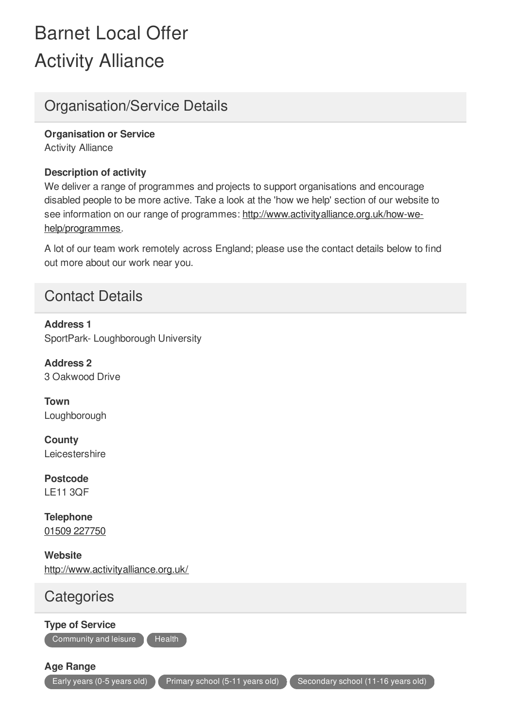# Barnet Local Offer

# Activity Alliance

## Organisation/Service Details

**Organisation or Service**
Activity Alliance

**Description of activity**
We deliver a range of programmes and projects to support organisations and encourage disabled people to be more active. Take a look at the 'how we help' section of our website to see information on our range of programmes: http://www.activityalliance.org.uk/how-we-help/programmes.

A lot of our team work remotely across England; please use the contact details below to find out more about our work near you.

## Contact Details

**Address 1**
SportPark- Loughborough University

**Address 2**
3 Oakwood Drive

**Town**
Loughborough

**County**
Leicestershire

**Postcode**
LE11 3QF

**Telephone**
01509 227750

**Website**
http://www.activityalliance.org.uk/

## Categories

**Type of Service**
Community and leisure
Health

**Age Range**
Early years (0-5 years old)
Primary school (5-11 years old)
Secondary school (11-16 years old)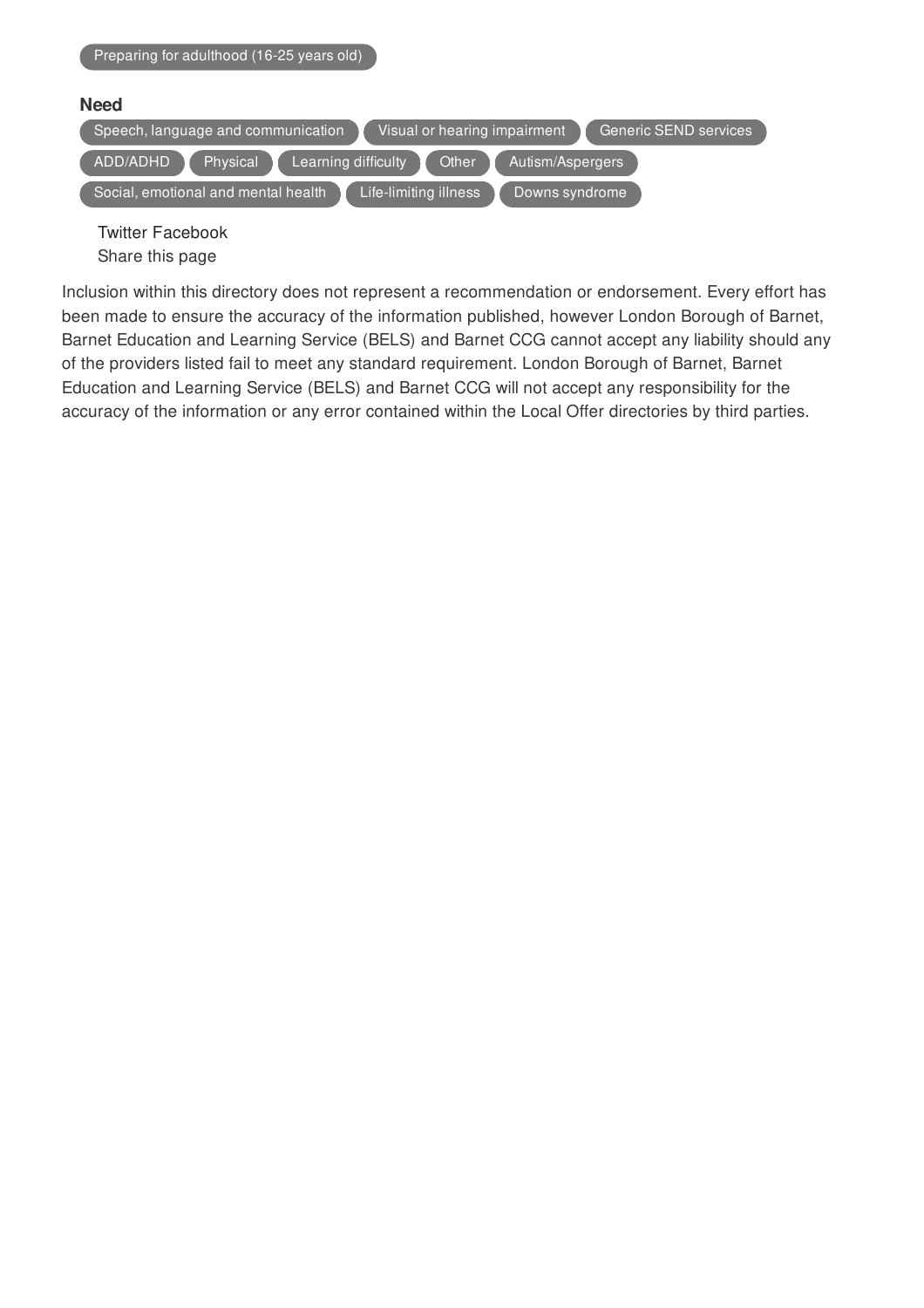Preparing for adulthood (16-25 years old)

**Need**

Speech, language and communication | Visual or hearing impairment | Generic SEND services | ADD/ADHD | Physical | Learning difficulty | Other | Autism/Aspergers | Social, emotional and mental health | Life-limiting illness | Downs syndrome

Twitter Facebook
Share this page

Inclusion within this directory does not represent a recommendation or endorsement. Every effort has been made to ensure the accuracy of the information published, however London Borough of Barnet, Barnet Education and Learning Service (BELS) and Barnet CCG cannot accept any liability should any of the providers listed fail to meet any standard requirement. London Borough of Barnet, Barnet Education and Learning Service (BELS) and Barnet CCG will not accept any responsibility for the accuracy of the information or any error contained within the Local Offer directories by third parties.